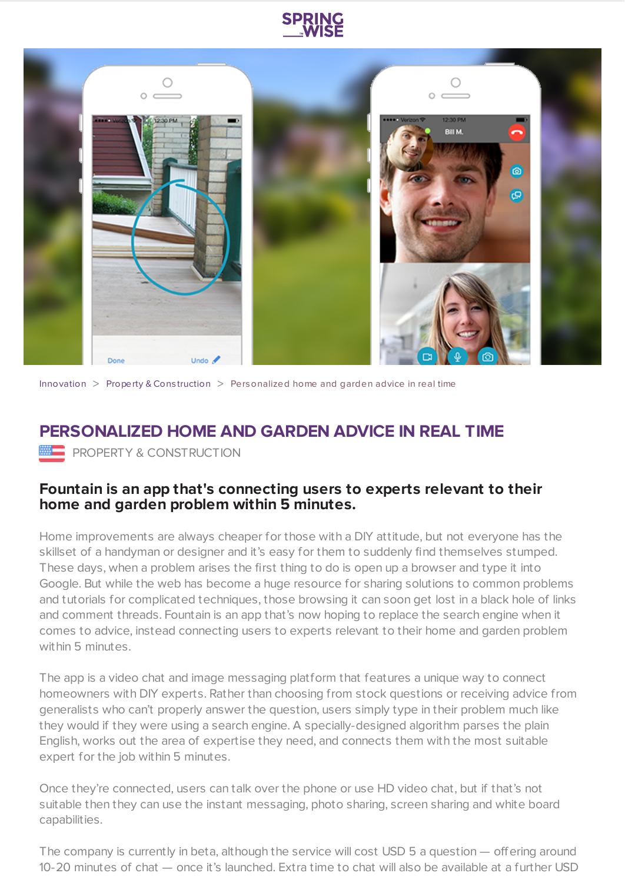Innovation > Property & Construction > Personalized home and garden advice in real time

# PERSONALIZED HOME AND GARDEN ADVICE IN REAL TIME

PROPERTY & CONSTRUCTION

## Fountain is an app that's connecting users to experts relevant to their home and garden problem within 5 minutes.

Home improvements are always cheaper for those with a DIY attitude, but not everyone has the skillset of a handyman or designer and it's easy for them to suddenly find themselves stumped. These days, when a problem arises the first thing to do is open up a browser and type it into Google. But while the web has become a huge resource for sharing solutions to common problems and tutorials for complicated techniques, those browsing it can soon get lost in a black hole of links and comment threads. Fountain is an app that's now hoping to replace the search engine when it comes to advice, instead connecting users to experts relevant to their home and garden problem within 5 minutes.

The app is a video chat and image messaging platform that features a unique way to connect homeowners with DIY experts. Rather than choosing from stock questions or receiving advice from generalists who can't properly answer the question, users simply type in their problem much like they would if they were using a search engine. A specially-designed algorithm parses the plain English, works out the area of expertise they need, and connects them with the most suitable expert for the job within 5 minutes.

Once they're connected, users can talk over the phone or use HD video chat, but if that's not suitable then they can use the instant messaging, photo sharing, screen sharing and white board capabilities.

The company is currently in beta, although the service will cost USD 5 a question — offering around 10-20 minutes of chat — once it's launched. Extra time to chat will also be available at a further USD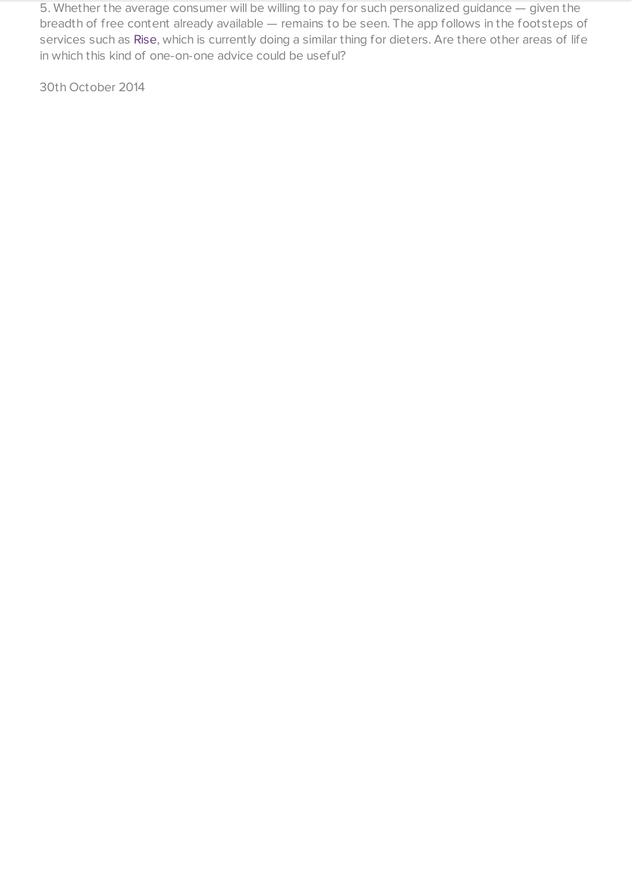5. Whether the average consumer will be willing to pay for such personalized guidance — given the breadth of free content already available — remains to be seen. The app follows in the footsteps of services such as Rise, which is currently doing a similar thing for dieters. Are there other areas of life in which this kind of one-on-one advice could be useful?

30th October 2014